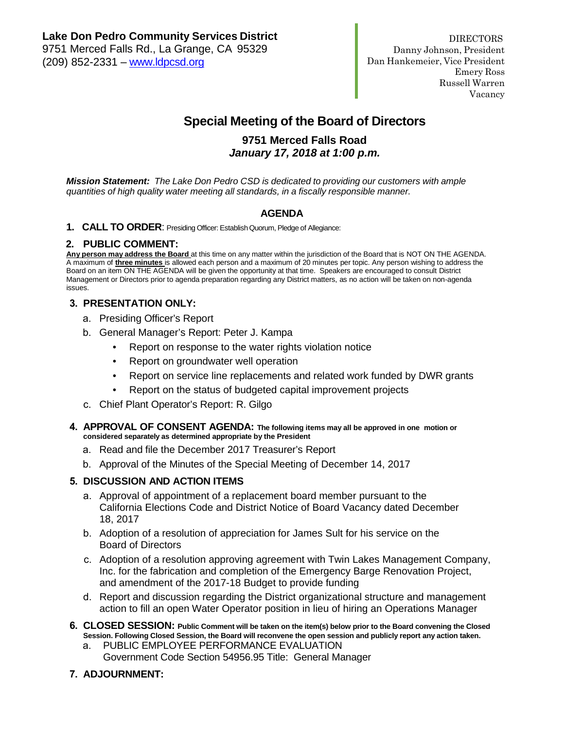**Lake Don Pedro Community Services District**
9751 Merced Falls Rd., La Grange, CA 95329
(209) 852-2331 – www.ldpcsd.org

DIRECTORS
Danny Johnson, President
Dan Hankemeier, Vice President
Emery Ross
Russell Warren
Vacancy

# Special Meeting of the Board of Directors

## 9751 Merced Falls Road

***January 17, 2018 at 1:00 p.m.***

***Mission Statement:*** *The Lake Don Pedro CSD is dedicated to providing our customers with ample quantities of high quality water meeting all standards, in a fiscally responsible manner.*

## AGENDA

**1. CALL TO ORDER**: Presiding Officer: Establish Quorum, Pledge of Allegiance:

**2. PUBLIC COMMENT:**

**Any person may address the Board** at this time on any matter within the jurisdiction of the Board that is NOT ON THE AGENDA. A maximum of **three minutes** is allowed each person and a maximum of 20 minutes per topic. Any person wishing to address the Board on an item ON THE AGENDA will be given the opportunity at that time. Speakers are encouraged to consult District Management or Directors prior to agenda preparation regarding any District matters, as no action will be taken on non-agenda issues.

**3. PRESENTATION ONLY:**

a. Presiding Officer's Report
b. General Manager's Report: Peter J. Kampa
   - Report on response to the water rights violation notice
   - Report on groundwater well operation
   - Report on service line replacements and related work funded by DWR grants
   - Report on the status of budgeted capital improvement projects
c. Chief Plant Operator's Report: R. Gilgo

**4. APPROVAL OF CONSENT AGENDA: The following items may all be approved in one motion or considered separately as determined appropriate by the President**

a. Read and file the December 2017 Treasurer's Report
b. Approval of the Minutes of the Special Meeting of December 14, 2017

**5. DISCUSSION AND ACTION ITEMS**

a. Approval of appointment of a replacement board member pursuant to the California Elections Code and District Notice of Board Vacancy dated December 18, 2017
b. Adoption of a resolution of appreciation for James Sult for his service on the Board of Directors
c. Adoption of a resolution approving agreement with Twin Lakes Management Company, Inc. for the fabrication and completion of the Emergency Barge Renovation Project, and amendment of the 2017-18 Budget to provide funding
d. Report and discussion regarding the District organizational structure and management action to fill an open Water Operator position in lieu of hiring an Operations Manager

**6. CLOSED SESSION: Public Comment will be taken on the item(s) below prior to the Board convening the Closed Session. Following Closed Session, the Board will reconvene the open session and publicly report any action taken.**

a. PUBLIC EMPLOYEE PERFORMANCE EVALUATION
   Government Code Section 54956.95 Title: General Manager

**7. ADJOURNMENT:**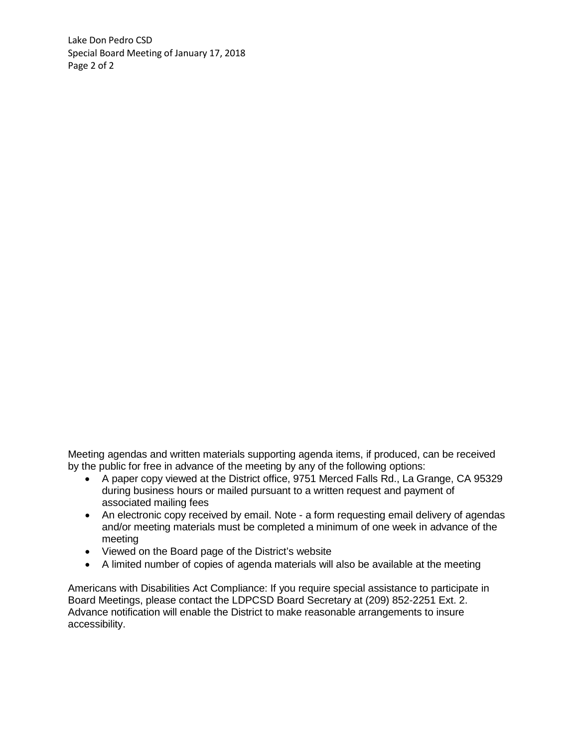Meeting agendas and written materials supporting agenda items, if produced, can be received by the public for free in advance of the meeting by any of the following options:

- A paper copy viewed at the District office, 9751 Merced Falls Rd., La Grange, CA 95329 during business hours or mailed pursuant to a written request and payment of associated mailing fees
- An electronic copy received by email. Note - a form requesting email delivery of agendas and/or meeting materials must be completed a minimum of one week in advance of the meeting
- Viewed on the Board page of the District's website
- A limited number of copies of agenda materials will also be available at the meeting

Americans with Disabilities Act Compliance: If you require special assistance to participate in Board Meetings, please contact the LDPCSD Board Secretary at (209) 852-2251 Ext. 2. Advance notification will enable the District to make reasonable arrangements to insure accessibility.